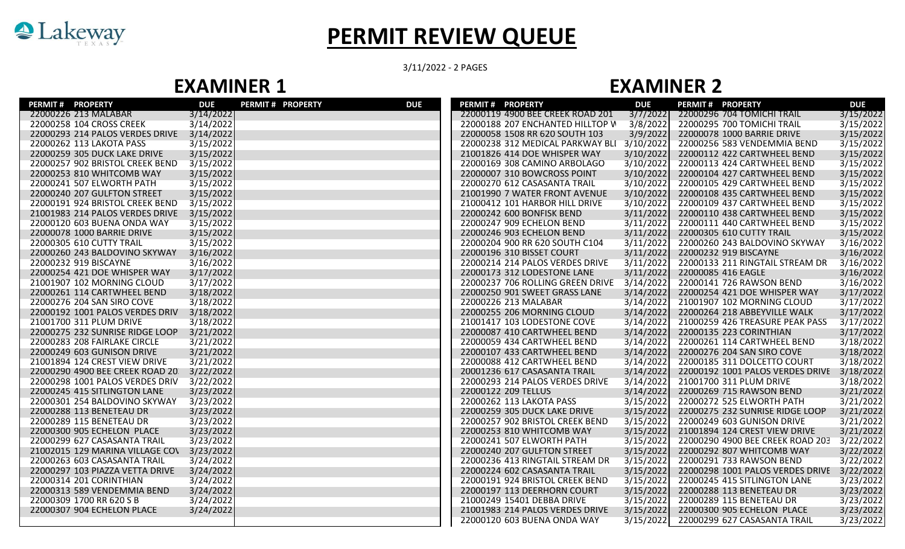Lakeway TEXAS

# PERMIT REVIEW QUEUE

3/11/2022 - 2 PAGES

## EXAMINER 1

| PERMIT # | PROPERTY | DUE | PERMIT # | PROPERTY | DUE |
|---|---|---|---|---|---|
| 22000226 | 213 MALABAR | 3/14/2022 | | | |
| 22000258 | 104 CROSS CREEK | 3/14/2022 | | | |
| 22000293 | 214 PALOS VERDES DRIVE | 3/14/2022 | | | |
| 22000262 | 113 LAKOTA PASS | 3/15/2022 | | | |
| 22000259 | 305 DUCK LAKE DRIVE | 3/15/2022 | | | |
| 22000257 | 902 BRISTOL CREEK BEND | 3/15/2022 | | | |
| 22000253 | 810 WHITCOMB WAY | 3/15/2022 | | | |
| 22000241 | 507 ELWORTH PATH | 3/15/2022 | | | |
| 22000240 | 207 GULFTON STREET | 3/15/2022 | | | |
| 22000191 | 924 BRISTOL CREEK BEND | 3/15/2022 | | | |
| 21001983 | 214 PALOS VERDES DRIVE | 3/15/2022 | | | |
| 22000120 | 603 BUENA ONDA WAY | 3/15/2022 | | | |
| 22000078 | 1000 BARRIE DRIVE | 3/15/2022 | | | |
| 22000305 | 610 CUTTY TRAIL | 3/15/2022 | | | |
| 22000260 | 243 BALDOVINO SKYWAY | 3/16/2022 | | | |
| 22000232 | 919 BISCAYNE | 3/16/2022 | | | |
| 22000254 | 421 DOE WHISPER WAY | 3/17/2022 | | | |
| 21001907 | 102 MORNING CLOUD | 3/17/2022 | | | |
| 22000261 | 114 CARTWHEEL BEND | 3/18/2022 | | | |
| 22000276 | 204 SAN SIRO COVE | 3/18/2022 | | | |
| 22000192 | 1001 PALOS VERDES DRIV | 3/18/2022 | | | |
| 21001700 | 311 PLUM DRIVE | 3/18/2022 | | | |
| 22000275 | 232 SUNRISE RIDGE LOOP | 3/21/2022 | | | |
| 22000283 | 208 FAIRLAKE CIRCLE | 3/21/2022 | | | |
| 22000249 | 603 GUNISON DRIVE | 3/21/2022 | | | |
| 21001894 | 124 CREST VIEW DRIVE | 3/21/2022 | | | |
| 22000290 | 4900 BEE CREEK ROAD 20 | 3/22/2022 | | | |
| 22000298 | 1001 PALOS VERDES DRIV | 3/22/2022 | | | |
| 22000245 | 415 SITLINGTON LANE | 3/23/2022 | | | |
| 22000301 | 254 BALDOVINO SKYWAY | 3/23/2022 | | | |
| 22000288 | 113 BENETEAU DR | 3/23/2022 | | | |
| 22000289 | 115 BENETEAU DR | 3/23/2022 | | | |
| 22000300 | 905 ECHELON PLACE | 3/23/2022 | | | |
| 22000299 | 627 CASASANTA TRAIL | 3/23/2022 | | | |
| 21002015 | 129 MARINA VILLAGE CO\ | 3/23/2022 | | | |
| 22000263 | 603 CASASANTA TRAIL | 3/24/2022 | | | |
| 22000297 | 103 PIAZZA VETTA DRIVE | 3/24/2022 | | | |
| 22000314 | 201 CORINTHIAN | 3/24/2022 | | | |
| 22000313 | 589 VENDEMMIA BEND | 3/24/2022 | | | |
| 22000309 | 1700 RR 620 S B | 3/24/2022 | | | |
| 22000307 | 904 ECHELON PLACE | 3/24/2022 | | | |

## EXAMINER 2

| PERMIT # | PROPERTY | DUE | PERMIT # | PROPERTY | DUE |
|---|---|---|---|---|---|
| 22000119 | 4900 BEE CREEK ROAD 201 | 3/7/2022 | 22000296 | 704 TOMICHI TRAIL | 3/15/2022 |
| 22000188 | 207 ENCHANTED HILLTOP W | 3/8/2022 | 22000295 | 700 TOMICHI TRAIL | 3/15/2022 |
| 22000058 | 1508 RR 620 SOUTH 103 | 3/9/2022 | 22000078 | 1000 BARRIE DRIVE | 3/15/2022 |
| 22000238 | 312 MEDICAL PARKWAY BLI | 3/10/2022 | 22000256 | 583 VENDEMMIA BEND | 3/15/2022 |
| 21001826 | 414 DOE WHISPER WAY | 3/10/2022 | 22000112 | 422 CARTWHEEL BEND | 3/15/2022 |
| 22000169 | 308 CAMINO ARBOLAGO | 3/10/2022 | 22000113 | 424 CARTWHEEL BEND | 3/15/2022 |
| 22000007 | 310 BOWCROSS POINT | 3/10/2022 | 22000104 | 427 CARTWHEEL BEND | 3/15/2022 |
| 22000270 | 612 CASASANTA TRAIL | 3/10/2022 | 22000105 | 429 CARTWHEEL BEND | 3/15/2022 |
| 21001990 | 7 WATER FRONT AVENUE | 3/10/2022 | 22000108 | 435 CARTWHEEL BEND | 3/15/2022 |
| 21000412 | 101 HARBOR HILL DRIVE | 3/10/2022 | 22000109 | 437 CARTWHEEL BEND | 3/15/2022 |
| 22000242 | 600 BONFISK BEND | 3/11/2022 | 22000110 | 438 CARTWHEEL BEND | 3/15/2022 |
| 22000247 | 909 ECHELON BEND | 3/11/2022 | 22000111 | 440 CARTWHEEL BEND | 3/15/2022 |
| 22000246 | 903 ECHELON BEND | 3/11/2022 | 22000305 | 610 CUTTY TRAIL | 3/15/2022 |
| 22000204 | 900 RR 620 SOUTH C104 | 3/11/2022 | 22000260 | 243 BALDOVINO SKYWAY | 3/16/2022 |
| 22000196 | 310 BISSET COURT | 3/11/2022 | 22000232 | 919 BISCAYNE | 3/16/2022 |
| 22000214 | 214 PALOS VERDES DRIVE | 3/11/2022 | 22000133 | 211 RINGTAIL STREAM DR | 3/16/2022 |
| 22000173 | 312 LODESTONE LANE | 3/11/2022 | 22000085 | 416 EAGLE | 3/16/2022 |
| 22000237 | 706 ROLLING GREEN DRIVE | 3/14/2022 | 22000141 | 726 RAWSON BEND | 3/16/2022 |
| 22000250 | 901 SWEET GRASS LANE | 3/14/2022 | 22000254 | 421 DOE WHISPER WAY | 3/17/2022 |
| 22000226 | 213 MALABAR | 3/14/2022 | 21001907 | 102 MORNING CLOUD | 3/17/2022 |
| 22000255 | 206 MORNING CLOUD | 3/14/2022 | 22000264 | 218 ABBEYVILLE WALK | 3/17/2022 |
| 21001417 | 103 LODESTONE COVE | 3/14/2022 | 21000259 | 426 TREASURE PEAK PASS | 3/17/2022 |
| 22000087 | 410 CARTWHEEL BEND | 3/14/2022 | 22000135 | 223 CORINTHIAN | 3/17/2022 |
| 22000059 | 434 CARTWHEEL BEND | 3/14/2022 | 22000261 | 114 CARTWHEEL BEND | 3/18/2022 |
| 22000107 | 433 CARTWHEEL BEND | 3/14/2022 | 22000276 | 204 SAN SIRO COVE | 3/18/2022 |
| 22000088 | 412 CARTWHEEL BEND | 3/14/2022 | 22000185 | 311 DOLCETTO COURT | 3/18/2022 |
| 20001236 | 617 CASASANTA TRAIL | 3/14/2022 | 22000192 | 1001 PALOS VERDES DRIVE | 3/18/2022 |
| 22000293 | 214 PALOS VERDES DRIVE | 3/14/2022 | 21001700 | 311 PLUM DRIVE | 3/18/2022 |
| 22000122 | 209 TELLUS | 3/14/2022 | 22000269 | 715 RAWSON BEND | 3/21/2022 |
| 22000262 | 113 LAKOTA PASS | 3/15/2022 | 22000272 | 525 ELWORTH PATH | 3/21/2022 |
| 22000259 | 305 DUCK LAKE DRIVE | 3/15/2022 | 22000275 | 232 SUNRISE RIDGE LOOP | 3/21/2022 |
| 22000257 | 902 BRISTOL CREEK BEND | 3/15/2022 | 22000249 | 603 GUNISON DRIVE | 3/21/2022 |
| 22000253 | 810 WHITCOMB WAY | 3/15/2022 | 21001894 | 124 CREST VIEW DRIVE | 3/21/2022 |
| 22000241 | 507 ELWORTH PATH | 3/15/2022 | 22000290 | 4900 BEE CREEK ROAD 203 | 3/22/2022 |
| 22000240 | 207 GULFTON STREET | 3/15/2022 | 22000292 | 807 WHITCOMB WAY | 3/22/2022 |
| 22000236 | 413 RINGTAIL STREAM DR | 3/15/2022 | 22000291 | 733 RAWSON BEND | 3/22/2022 |
| 22000224 | 602 CASASANTA TRAIL | 3/15/2022 | 22000298 | 1001 PALOS VERDES DRIVE | 3/22/2022 |
| 22000191 | 924 BRISTOL CREEK BEND | 3/15/2022 | 22000245 | 415 SITLINGTON LANE | 3/23/2022 |
| 22000197 | 113 DEERHORN COURT | 3/15/2022 | 22000288 | 113 BENETEAU DR | 3/23/2022 |
| 21000249 | 15401 DEBBA DRIVE | 3/15/2022 | 22000289 | 115 BENETEAU DR | 3/23/2022 |
| 21001983 | 214 PALOS VERDES DRIVE | 3/15/2022 | 22000300 | 905 ECHELON PLACE | 3/23/2022 |
| 22000120 | 603 BUENA ONDA WAY | 3/15/2022 | 22000299 | 627 CASASANTA TRAIL | 3/23/2022 |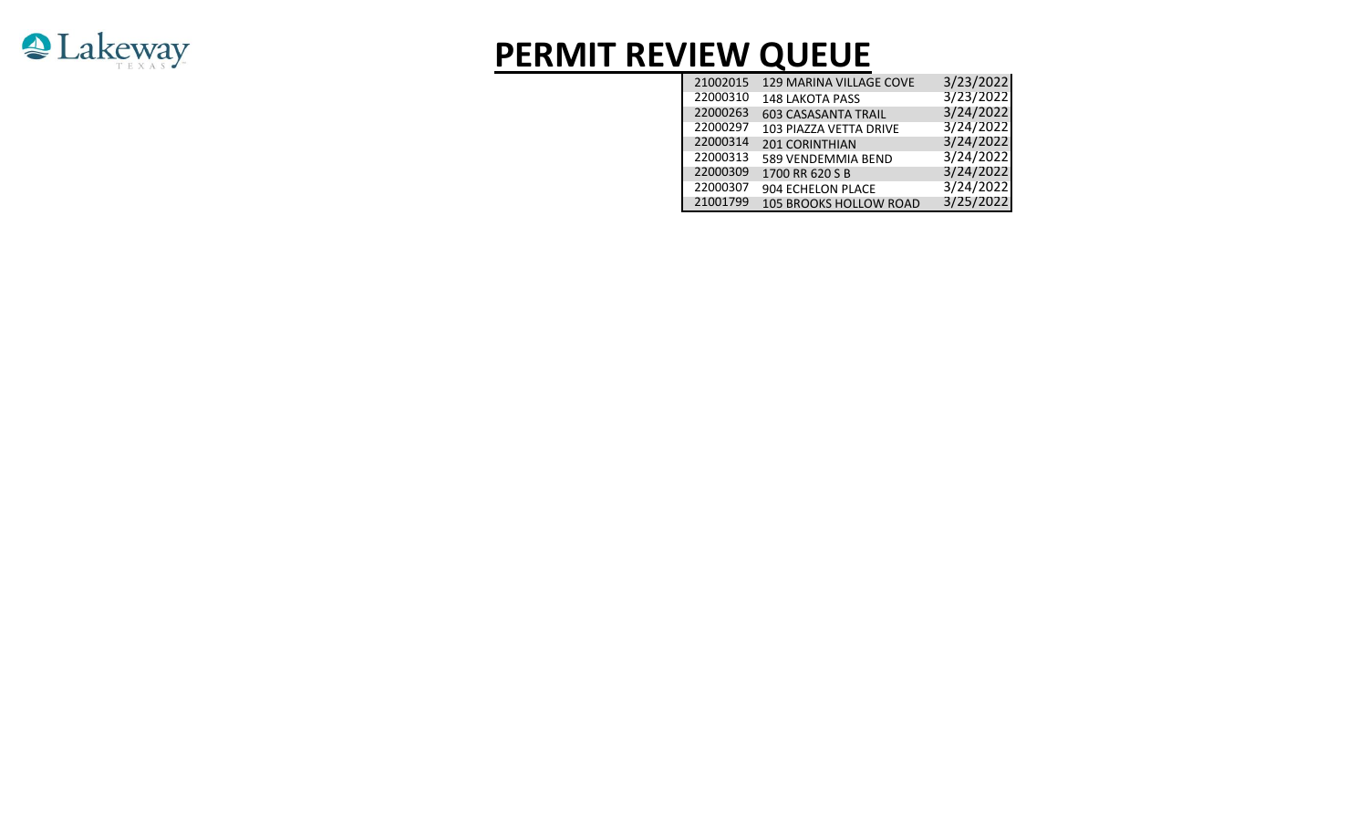Lakeway TEXAS

# PERMIT REVIEW QUEUE

| | | |
|---|---|---|
| 21002015 | 129 MARINA VILLAGE COVE | 3/23/2022 |
| 22000310 | 148 LAKOTA PASS | 3/23/2022 |
| 22000263 | 603 CASASANTA TRAIL | 3/24/2022 |
| 22000297 | 103 PIAZZA VETTA DRIVE | 3/24/2022 |
| 22000314 | 201 CORINTHIAN | 3/24/2022 |
| 22000313 | 589 VENDEMMIA BEND | 3/24/2022 |
| 22000309 | 1700 RR 620 S B | 3/24/2022 |
| 22000307 | 904 ECHELON PLACE | 3/24/2022 |
| 21001799 | 105 BROOKS HOLLOW ROAD | 3/25/2022 |